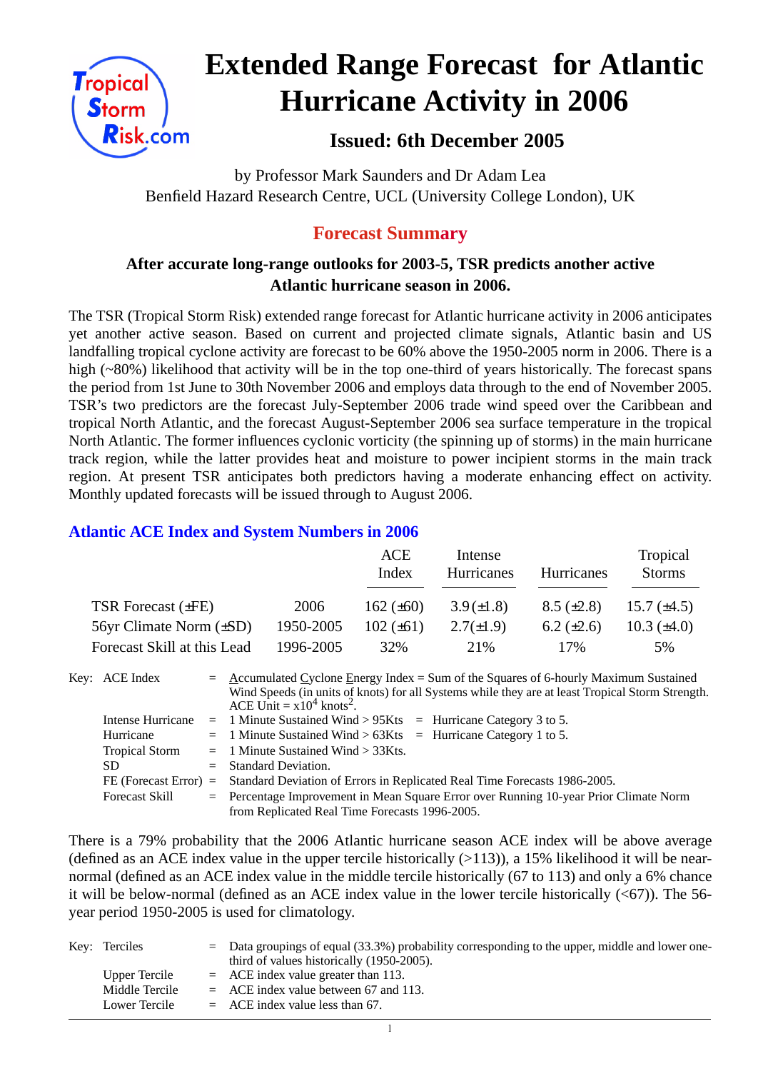# Extended Range Forecast for Atlantic Hurricane Activity in 2006

## Issued: 6th December 2005

by Professor Mark Saunders and Dr Adam Lea
Benfield Hazard Research Centre, UCL (University College London), UK

## Forecast Summary

**After accurate long-range outlooks for 2003-5, TSR predicts another active Atlantic hurricane season in 2006.**

The TSR (Tropical Storm Risk) extended range forecast for Atlantic hurricane activity in 2006 anticipates yet another active season. Based on current and projected climate signals, Atlantic basin and US landfalling tropical cyclone activity are forecast to be 60% above the 1950-2005 norm in 2006. There is a high (~80%) likelihood that activity will be in the top one-third of years historically. The forecast spans the period from 1st June to 30th November 2006 and employs data through to the end of November 2005. TSR's two predictors are the forecast July-September 2006 trade wind speed over the Caribbean and tropical North Atlantic, and the forecast August-September 2006 sea surface temperature in the tropical North Atlantic. The former influences cyclonic vorticity (the spinning up of storms) in the main hurricane track region, while the latter provides heat and moisture to power incipient storms in the main track region. At present TSR anticipates both predictors having a moderate enhancing effect on activity. Monthly updated forecasts will be issued through to August 2006.

### Atlantic ACE Index and System Numbers in 2006

| | | ACE Index | Intense Hurricanes | Hurricanes | Tropical Storms |
|---|---|---|---|---|---|
| TSR Forecast (±FE) | 2006 | 162 (±60) | 3.9 (±1.8) | 8.5 (±2.8) | 15.7 (±4.5) |
| 56yr Climate Norm (±SD) | 1950-2005 | 102 (±61) | 2.7(±1.9) | 6.2 (±2.6) | 10.3 (±4.0) |
| Forecast Skill at this Lead | 1996-2005 | 32% | 21% | 17% | 5% |

Key:
- ACE Index = Accumulated Cyclone Energy Index = Sum of the Squares of 6-hourly Maximum Sustained Wind Speeds (in units of knots) for all Systems while they are at least Tropical Storm Strength. ACE Unit = $x10^4$ knots$^2$.
- Intense Hurricane = 1 Minute Sustained Wind > 95Kts = Hurricane Category 3 to 5.
- Hurricane = 1 Minute Sustained Wind > 63Kts = Hurricane Category 1 to 5.
- Tropical Storm = 1 Minute Sustained Wind > 33Kts.
- SD = Standard Deviation.
- FE (Forecast Error) = Standard Deviation of Errors in Replicated Real Time Forecasts 1986-2005.
- Forecast Skill = Percentage Improvement in Mean Square Error over Running 10-year Prior Climate Norm from Replicated Real Time Forecasts 1996-2005.

There is a 79% probability that the 2006 Atlantic hurricane season ACE index will be above average (defined as an ACE index value in the upper tercile historically (>113)), a 15% likelihood it will be near-normal (defined as an ACE index value in the middle tercile historically (67 to 113) and only a 6% chance it will be below-normal (defined as an ACE index value in the lower tercile historically (<67)). The 56-year period 1950-2005 is used for climatology.

Key:
- Terciles = Data groupings of equal (33.3%) probability corresponding to the upper, middle and lower one-third of values historically (1950-2005).
- Upper Tercile = ACE index value greater than 113.
- Middle Tercile = ACE index value between 67 and 113.
- Lower Tercile = ACE index value less than 67.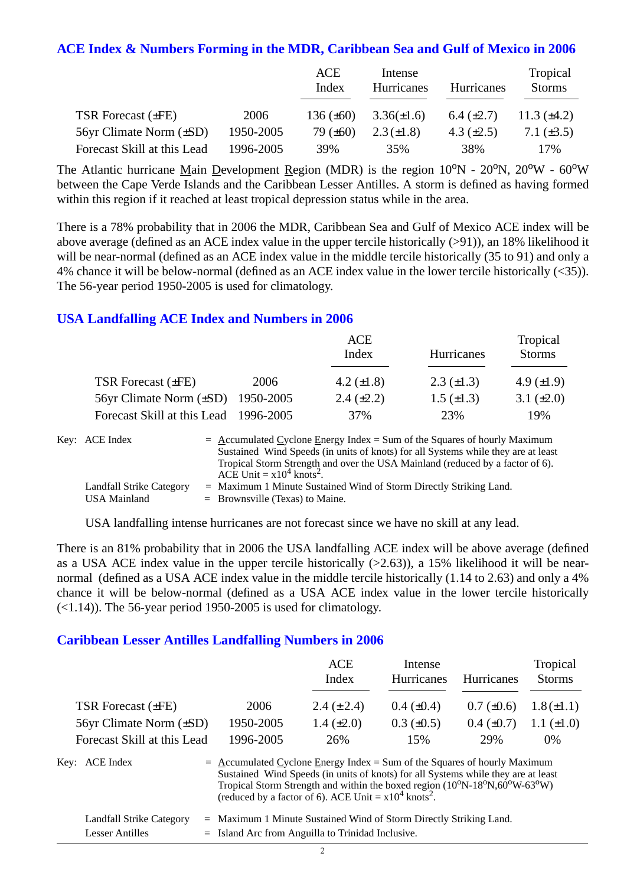## ACE Index & Numbers Forming in the MDR, Caribbean Sea and Gulf of Mexico in 2006

| | | ACE Index | Intense Hurricanes | Hurricanes | Tropical Storms |
|---|---|---|---|---|---|
| TSR Forecast (±FE) | 2006 | 136 (±60) | 3.36(±1.6) | 6.4 (±2.7) | 11.3 (±4.2) |
| 56yr Climate Norm (±SD) | 1950-2005 | 79 (±60) | 2.3 (±1.8) | 4.3 (±2.5) | 7.1 (±3.5) |
| Forecast Skill at this Lead | 1996-2005 | 39% | 35% | 38% | 17% |

The Atlantic hurricane Main Development Region (MDR) is the region 10°N - 20°N, 20°W - 60°W between the Cape Verde Islands and the Caribbean Lesser Antilles. A storm is defined as having formed within this region if it reached at least tropical depression status while in the area.

There is a 78% probability that in 2006 the MDR, Caribbean Sea and Gulf of Mexico ACE index will be above average (defined as an ACE index value in the upper tercile historically (>91)), an 18% likelihood it will be near-normal (defined as an ACE index value in the middle tercile historically (35 to 91) and only a 4% chance it will be below-normal (defined as an ACE index value in the lower tercile historically (<35)). The 56-year period 1950-2005 is used for climatology.

## USA Landfalling ACE Index and Numbers in 2006

| | | ACE Index | Hurricanes | Tropical Storms |
|---|---|---|---|---|
| TSR Forecast (±FE) | 2006 | 4.2 (±1.8) | 2.3 (±1.3) | 4.9 (±1.9) |
| 56yr Climate Norm (±SD) | 1950-2005 | 2.4 (±2.2) | 1.5 (±1.3) | 3.1 (±2.0) |
| Forecast Skill at this Lead | 1996-2005 | 37% | 23% | 19% |

Key: ACE Index = Accumulated Cyclone Energy Index = Sum of the Squares of hourly Maximum Sustained Wind Speeds (in units of knots) for all Systems while they are at least Tropical Storm Strength and over the USA Mainland (reduced by a factor of 6). ACE Unit = $x10^4$ knots$^2$.

Landfall Strike Category = Maximum 1 Minute Sustained Wind of Storm Directly Striking Land.

USA Mainland = Brownsville (Texas) to Maine.

USA landfalling intense hurricanes are not forecast since we have no skill at any lead.

There is an 81% probability that in 2006 the USA landfalling ACE index will be above average (defined as a USA ACE index value in the upper tercile historically (>2.63)), a 15% likelihood it will be near-normal (defined as a USA ACE index value in the middle tercile historically (1.14 to 2.63) and only a 4% chance it will be below-normal (defined as a USA ACE index value in the lower tercile historically (<1.14)). The 56-year period 1950-2005 is used for climatology.

## Caribbean Lesser Antilles Landfalling Numbers in 2006

| | | ACE Index | Intense Hurricanes | Hurricanes | Tropical Storms |
|---|---|---|---|---|---|
| TSR Forecast (±FE) | 2006 | 2.4 (±2.4) | 0.4 (±0.4) | 0.7 (±0.6) | 1.8 (±1.1) |
| 56yr Climate Norm (±SD) | 1950-2005 | 1.4 (±2.0) | 0.3 (±0.5) | 0.4 (±0.7) | 1.1 (±1.0) |
| Forecast Skill at this Lead | 1996-2005 | 26% | 15% | 29% | 0% |

Key: ACE Index = Accumulated Cyclone Energy Index = Sum of the Squares of hourly Maximum Sustained Wind Speeds (in units of knots) for all Systems while they are at least Tropical Storm Strength and within the boxed region (10°N-18°N,60°W-63°W) (reduced by a factor of 6). ACE Unit = $x10^4$ knots$^2$.

Landfall Strike Category = Maximum 1 Minute Sustained Wind of Storm Directly Striking Land.

Lesser Antilles = Island Arc from Anguilla to Trinidad Inclusive.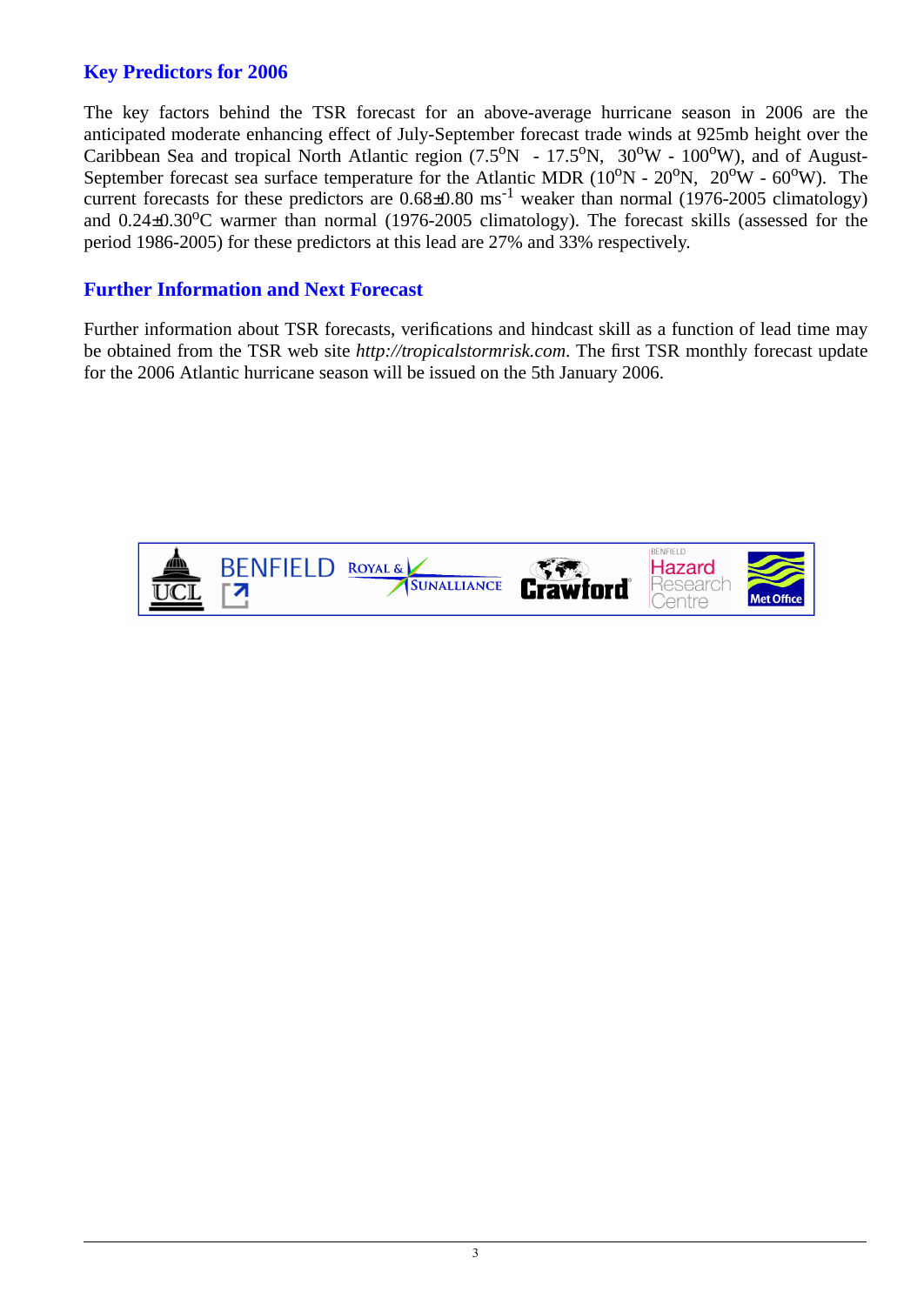## Key Predictors for 2006

The key factors behind the TSR forecast for an above-average hurricane season in 2006 are the anticipated moderate enhancing effect of July-September forecast trade winds at 925mb height over the Caribbean Sea and tropical North Atlantic region ($7.5^oN$ - $17.5^oN$, $30^oW$ - $100^oW$), and of August-September forecast sea surface temperature for the Atlantic MDR ($10^oN$ - $20^oN$, $20^oW$ - $60^oW$). The current forecasts for these predictors are $0.68\pm0.80$ $ms^{-1}$ weaker than normal (1976-2005 climatology) and $0.24\pm0.30^oC$ warmer than normal (1976-2005 climatology). The forecast skills (assessed for the period 1986-2005) for these predictors at this lead are 27% and 33% respectively.

## Further Information and Next Forecast

Further information about TSR forecasts, verifications and hindcast skill as a function of lead time may be obtained from the TSR web site *http://tropicalstormrisk.com*. The first TSR monthly forecast update for the 2006 Atlantic hurricane season will be issued on the 5th January 2006.

UCL BENFIELD ROYAL & SUNALLIANCE Crawford BENFIELD Hazard Research Centre Met Office